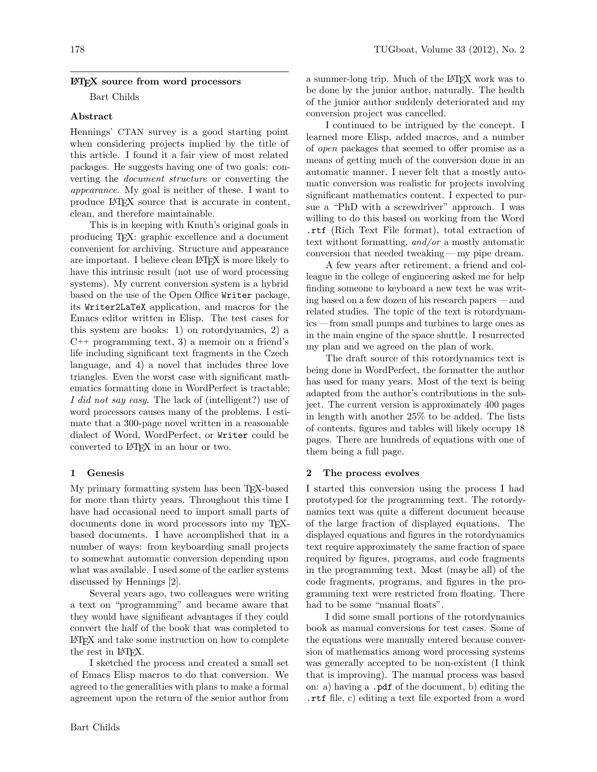# LaTeX source from word processors

Bart Childs

## Abstract

Hennings' CTAN survey is a good starting point when considering projects implied by the title of this article. I found it a fair view of most related packages. He suggests having one of two goals: converting the *document structure* or converting the *appearance*. My goal is neither of these. I want to produce LaTeX source that is accurate in content, clean, and therefore maintainable.

This is in keeping with Knuth's original goals in producing TeX: graphic excellence and a document convenient for archiving. Structure and appearance are important. I believe clean LaTeX is more likely to have this intrinsic result (not use of word processing systems). My current conversion system is a hybrid based on the use of the Open Office `Writer` package, its `Writer2LaTeX` application, and macros for the Emacs editor written in Elisp. The test cases for this system are books: 1) on rotordynamics, 2) a C++ programming text, 3) a memoir on a friend's life including significant text fragments in the Czech language, and 4) a novel that includes three love triangles. Even the worst case with significant mathematics formatting done in WordPerfect is tractable; *I did not say easy*. The lack of (intelligent?) use of word processors causes many of the problems. I estimate that a 300-page novel written in a reasonable dialect of Word, WordPerfect, or `Writer` could be converted to LaTeX in an hour or two.

## 1 Genesis

My primary formatting system has been TeX-based for more than thirty years. Throughout this time I have had occasional need to import small parts of documents done in word processors into my TeX-based documents. I have accomplished that in a number of ways: from keyboarding small projects to somewhat automatic conversion depending upon what was available. I used some of the earlier systems discussed by Hennings [2].

Several years ago, two colleagues were writing a text on "programming" and became aware that they would have significant advantages if they could convert the half of the book that was completed to LaTeX and take some instruction on how to complete the rest in LaTeX.

I sketched the process and created a small set of Emacs Elisp macros to do that conversion. We agreed to the generalities with plans to make a formal agreement upon the return of the senior author from a summer-long trip. Much of the LaTeX work was to be done by the junior author, naturally. The health of the junior author suddenly deteriorated and my conversion project was cancelled.

I continued to be intrigued by the concept. I learned more Elisp, added macros, and a number of *open* packages that seemed to offer promise as a means of getting much of the conversion done in an automatic manner. I never felt that a mostly automatic conversion was realistic for projects involving significant mathematics content. I expected to pursue a "PhD with a screwdriver" approach. I was willing to do this based on working from the Word `.rtf` (Rich Text File format), total extraction of text without formatting, *and/or* a mostly automatic conversion that needed tweaking — my pipe dream.

A few years after retirement, a friend and colleague in the college of engineering asked me for help finding someone to keyboard a new text he was writing based on a few dozen of his research papers — and related studies. The topic of the text is rotordynamics — from small pumps and turbines to large ones as in the main engine of the space shuttle. I resurrected my plan and we agreed on the plan of work.

The draft source of this rotordynamics text is being done in WordPerfect, the formatter the author has used for many years. Most of the text is being adapted from the author's contributions in the subject. The current version is approximately 400 pages in length with another 25% to be added. The lists of contents, figures and tables will likely occupy 18 pages. There are hundreds of equations with one of them being a full page.

## 2 The process evolves

I started this conversion using the process I had prototyped for the programming text. The rotordynamics text was quite a different document because of the large fraction of displayed equations. The displayed equations and figures in the rotordynamics text require approximately the same fraction of space required by figures, programs, and code fragments in the programming text. Most (maybe all) of the code fragments, programs, and figures in the programming text were restricted from floating. There had to be some "manual floats".

I did some small portions of the rotordynamics book as manual conversions for test cases. Some of the equations were manually entered because conversion of mathematics among word processing systems was generally accepted to be non-existent (I think that is improving). The manual process was based on: a) having a `.pdf` of the document, b) editing the `.rtf` file, c) editing a text file exported from a word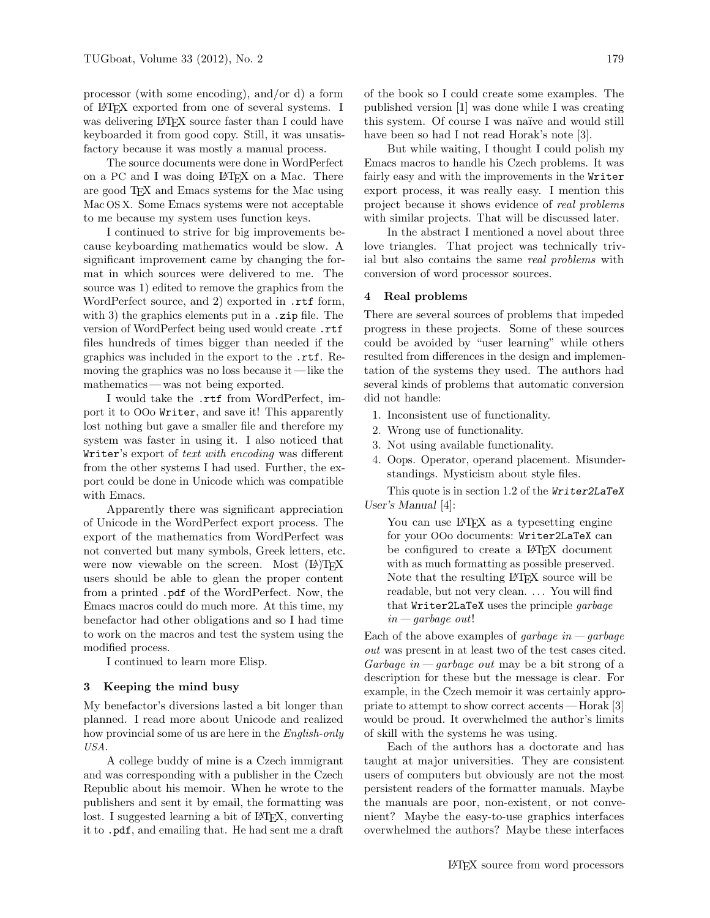processor (with some encoding), and/or d) a form of LaTeX exported from one of several systems. I was delivering LaTeX source faster than I could have keyboarded it from good copy. Still, it was unsatisfactory because it was mostly a manual process.

The source documents were done in WordPerfect on a PC and I was doing LaTeX on a Mac. There are good TeX and Emacs systems for the Mac using Mac OS X. Some Emacs systems were not acceptable to me because my system uses function keys.

I continued to strive for big improvements because keyboarding mathematics would be slow. A significant improvement came by changing the format in which sources were delivered to me. The source was 1) edited to remove the graphics from the WordPerfect source, and 2) exported in `.rtf` form, with 3) the graphics elements put in a `.zip` file. The version of WordPerfect being used would create `.rtf` files hundreds of times bigger than needed if the graphics was included in the export to the `.rtf`. Removing the graphics was no loss because it — like the mathematics — was not being exported.

I would take the `.rtf` from WordPerfect, import it to OOo `Writer`, and save it! This apparently lost nothing but gave a smaller file and therefore my system was faster in using it. I also noticed that `Writer`'s export of *text with encoding* was different from the other systems I had used. Further, the export could be done in Unicode which was compatible with Emacs.

Apparently there was significant appreciation of Unicode in the WordPerfect export process. The export of the mathematics from WordPerfect was not converted but many symbols, Greek letters, etc. were now viewable on the screen. Most (LA)TeX users should be able to glean the proper content from a printed `.pdf` of the WordPerfect. Now, the Emacs macros could do much more. At this time, my benefactor had other obligations and so I had time to work on the macros and test the system using the modified process.

I continued to learn more Elisp.

## 3 Keeping the mind busy

My benefactor's diversions lasted a bit longer than planned. I read more about Unicode and realized how provincial some of us are here in the *English-only USA*.

A college buddy of mine is a Czech immigrant and was corresponding with a publisher in the Czech Republic about his memoir. When he wrote to the publishers and sent it by email, the formatting was lost. I suggested learning a bit of LaTeX, converting it to `.pdf`, and emailing that. He had sent me a draft of the book so I could create some examples. The published version [1] was done while I was creating this system. Of course I was naïve and would still have been so had I not read Horak's note [3].

But while waiting, I thought I could polish my Emacs macros to handle his Czech problems. It was fairly easy and with the improvements in the `Writer` export process, it was really easy. I mention this project because it shows evidence of *real problems* with similar projects. That will be discussed later.

In the abstract I mentioned a novel about three love triangles. That project was technically trivial but also contains the same *real problems* with conversion of word processor sources.

## 4 Real problems

There are several sources of problems that impeded progress in these projects. Some of these sources could be avoided by "user learning" while others resulted from differences in the design and implementation of the systems they used. The authors had several kinds of problems that automatic conversion did not handle:

1. Inconsistent use of functionality.
2. Wrong use of functionality.
3. Not using available functionality.
4. Oops. Operator, operand placement. Misunderstandings. Mysticism about style files.

This quote is in section 1.2 of the ***Writer2LaTeX*** *User's Manual* [4]:

> You can use LaTeX as a typesetting engine for your OOo documents: `Writer2LaTeX` can be configured to create a LaTeX document with as much formatting as possible preserved. Note that the resulting LaTeX source will be readable, but not very clean. ... You will find that `Writer2LaTeX` uses the principle *garbage in — garbage out*!

Each of the above examples of *garbage in — garbage out* was present in at least two of the test cases cited. *Garbage in — garbage out* may be a bit strong of a description for these but the message is clear. For example, in the Czech memoir it was certainly appropriate to attempt to show correct accents — Horak [3] would be proud. It overwhelmed the author's limits of skill with the systems he was using.

Each of the authors has a doctorate and has taught at major universities. They are consistent users of computers but obviously are not the most persistent readers of the formatter manuals. Maybe the manuals are poor, non-existent, or not convenient? Maybe the easy-to-use graphics interfaces overwhelmed the authors? Maybe these interfaces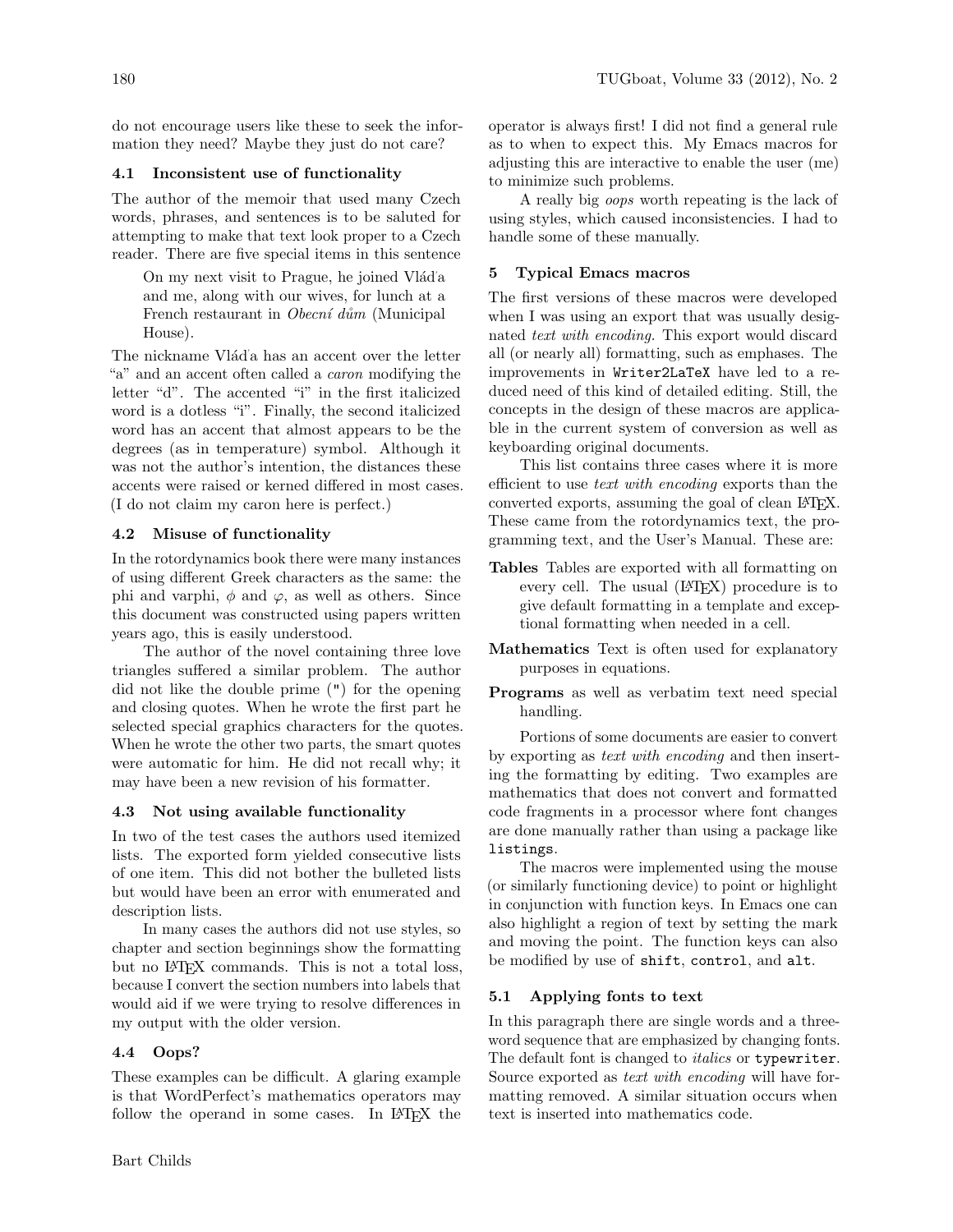do not encourage users like these to seek the information they need? Maybe they just do not care?

### 4.1 Inconsistent use of functionality

The author of the memoir that used many Czech words, phrases, and sentences is to be saluted for attempting to make that text look proper to a Czech reader. There are five special items in this sentence

> On my next visit to Prague, he joined Vláďa and me, along with our wives, for lunch at a French restaurant in *Obecní dům* (Municipal House).

The nickname Vláďa has an accent over the letter "a" and an accent often called a *caron* modifying the letter "d". The accented "i" in the first italicized word is a dotless "i". Finally, the second italicized word has an accent that almost appears to be the degrees (as in temperature) symbol. Although it was not the author's intention, the distances these accents were raised or kerned differed in most cases. (I do not claim my caron here is perfect.)

### 4.2 Misuse of functionality

In the rotordynamics book there were many instances of using different Greek characters as the same: the phi and varphi, $\phi$ and $\varphi$, as well as others. Since this document was constructed using papers written years ago, this is easily understood.

The author of the novel containing three love triangles suffered a similar problem. The author did not like the double prime (") for the opening and closing quotes. When he wrote the first part he selected special graphics characters for the quotes. When he wrote the other two parts, the smart quotes were automatic for him. He did not recall why; it may have been a new revision of his formatter.

### 4.3 Not using available functionality

In two of the test cases the authors used itemized lists. The exported form yielded consecutive lists of one item. This did not bother the bulleted lists but would have been an error with enumerated and description lists.

In many cases the authors did not use styles, so chapter and section beginnings show the formatting but no LaTeX commands. This is not a total loss, because I convert the section numbers into labels that would aid if we were trying to resolve differences in my output with the older version.

### 4.4 Oops?

These examples can be difficult. A glaring example is that WordPerfect's mathematics operators may follow the operand in some cases. In LaTeX the operator is always first! I did not find a general rule as to when to expect this. My Emacs macros for adjusting this are interactive to enable the user (me) to minimize such problems.

A really big *oops* worth repeating is the lack of using styles, which caused inconsistencies. I had to handle some of these manually.

## 5 Typical Emacs macros

The first versions of these macros were developed when I was using an export that was usually designated *text with encoding*. This export would discard all (or nearly all) formatting, such as emphases. The improvements in `Writer2LaTeX` have led to a reduced need of this kind of detailed editing. Still, the concepts in the design of these macros are applicable in the current system of conversion as well as keyboarding original documents.

This list contains three cases where it is more efficient to use *text with encoding* exports than the converted exports, assuming the goal of clean LaTeX. These came from the rotordynamics text, the programming text, and the User's Manual. These are:

- **Tables** Tables are exported with all formatting on every cell. The usual (LaTeX) procedure is to give default formatting in a template and exceptional formatting when needed in a cell.
- **Mathematics** Text is often used for explanatory purposes in equations.
- **Programs** as well as verbatim text need special handling.

Portions of some documents are easier to convert by exporting as *text with encoding* and then inserting the formatting by editing. Two examples are mathematics that does not convert and formatted code fragments in a processor where font changes are done manually rather than using a package like `listings`.

The macros were implemented using the mouse (or similarly functioning device) to point or highlight in conjunction with function keys. In Emacs one can also highlight a region of text by setting the mark and moving the point. The function keys can also be modified by use of `shift`, `control`, and `alt`.

### 5.1 Applying fonts to text

In this paragraph there are single words and a three-word sequence that are emphasized by changing fonts. The default font is changed to *italics* or `typewriter`. Source exported as *text with encoding* will have formatting removed. A similar situation occurs when text is inserted into mathematics code.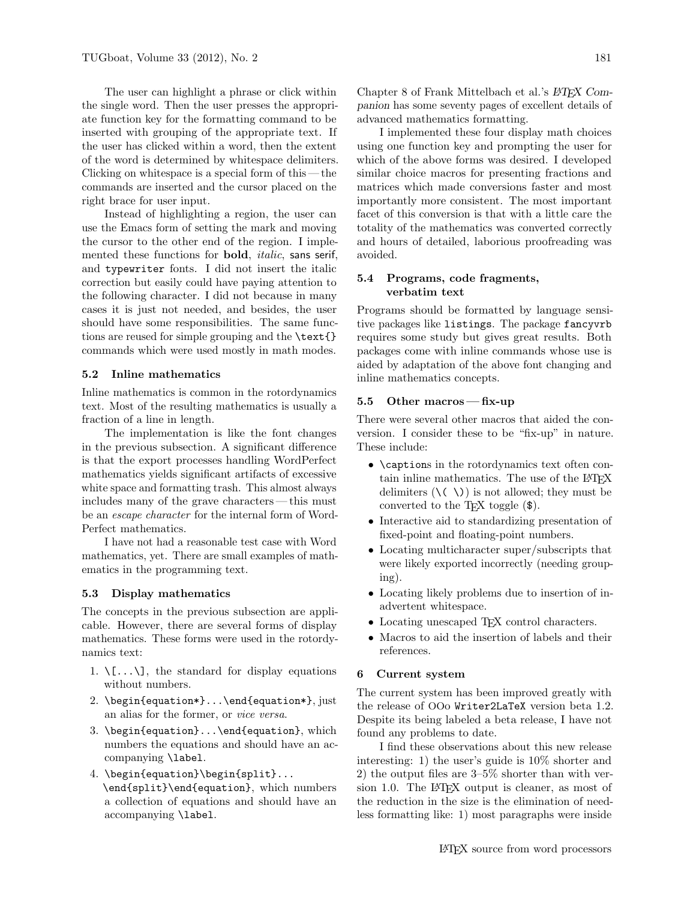The user can highlight a phrase or click within the single word. Then the user presses the appropriate function key for the formatting command to be inserted with grouping of the appropriate text. If the user has clicked within a word, then the extent of the word is determined by whitespace delimiters. Clicking on whitespace is a special form of this — the commands are inserted and the cursor placed on the right brace for user input.

Instead of highlighting a region, the user can use the Emacs form of setting the mark and moving the cursor to the other end of the region. I implemented these functions for **bold**, *italic*, sans serif, and `typewriter` fonts. I did not insert the italic correction but easily could have paying attention to the following character. I did not because in many cases it is just not needed, and besides, the user should have some responsibilities. The same functions are reused for simple grouping and the `\text{}` commands which were used mostly in math modes.

### 5.2 Inline mathematics

Inline mathematics is common in the rotordynamics text. Most of the resulting mathematics is usually a fraction of a line in length.

The implementation is like the font changes in the previous subsection. A significant difference is that the export processes handling WordPerfect mathematics yields significant artifacts of excessive white space and formatting trash. This almost always includes many of the grave characters — this must be an *escape character* for the internal form of WordPerfect mathematics.

I have not had a reasonable test case with Word mathematics, yet. There are small examples of mathematics in the programming text.

### 5.3 Display mathematics

The concepts in the previous subsection are applicable. However, there are several forms of display mathematics. These forms were used in the rotordynamics text:

1. `\[...\]`, the standard for display equations without numbers.
2. `\begin{equation*}...\end{equation*}`, just an alias for the former, or *vice versa*.
3. `\begin{equation}...\end{equation}`, which numbers the equations and should have an accompanying `\label`.
4. `\begin{equation}\begin{split}... \end{split}\end{equation}`, which numbers a collection of equations and should have an accompanying `\label`.

Chapter 8 of Frank Mittelbach et al.'s *LaTeX Companion* has some seventy pages of excellent details of advanced mathematics formatting.

I implemented these four display math choices using one function key and prompting the user for which of the above forms was desired. I developed similar choice macros for presenting fractions and matrices which made conversions faster and most importantly more consistent. The most important facet of this conversion is that with a little care the totality of the mathematics was converted correctly and hours of detailed, laborious proofreading was avoided.

### 5.4 Programs, code fragments, verbatim text

Programs should be formatted by language sensitive packages like `listings`. The package `fancyvrb` requires some study but gives great results. Both packages come with inline commands whose use is aided by adaptation of the above font changing and inline mathematics concepts.

### 5.5 Other macros — fix-up

There were several other macros that aided the conversion. I consider these to be "fix-up" in nature. These include:

- `\caption`s in the rotordynamics text often contain inline mathematics. The use of the LaTeX delimiters (`\( \)`) is not allowed; they must be converted to the TeX toggle (`$`).
- Interactive aid to standardizing presentation of fixed-point and floating-point numbers.
- Locating multicharacter super/subscripts that were likely exported incorrectly (needing grouping).
- Locating likely problems due to insertion of inadvertent whitespace.
- Locating unescaped TeX control characters.
- Macros to aid the insertion of labels and their references.

## 6 Current system

The current system has been improved greatly with the release of OOo `Writer2LaTeX` version beta 1.2. Despite its being labeled a beta release, I have not found any problems to date.

I find these observations about this new release interesting: 1) the user's guide is 10% shorter and 2) the output files are 3–5% shorter than with version 1.0. The LaTeX output is cleaner, as most of the reduction in the size is the elimination of needless formatting like: 1) most paragraphs were inside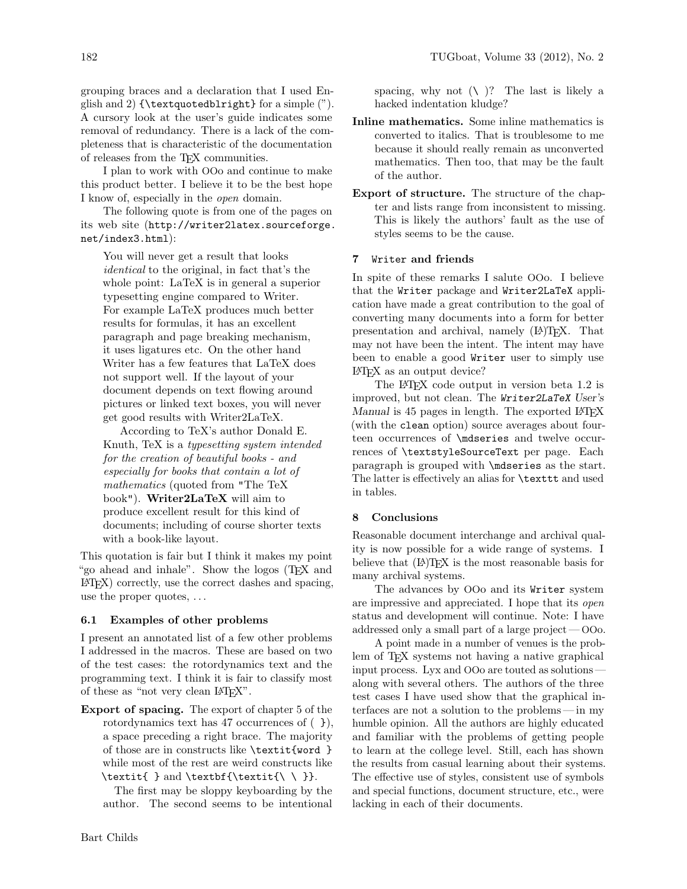grouping braces and a declaration that I used English and 2) {\textquotedblright} for a simple ("). A cursory look at the user's guide indicates some removal of redundancy. There is a lack of the completeness that is characteristic of the documentation of releases from the TeX communities.

I plan to work with OOo and continue to make this product better. I believe it to be the best hope I know of, especially in the *open* domain.

The following quote is from one of the pages on its web site (`http://writer2latex.sourceforge.net/index3.html`):

> You will never get a result that looks *identical* to the original, in fact that's the whole point: LaTeX is in general a superior typesetting engine compared to Writer. For example LaTeX produces much better results for formulas, it has an excellent paragraph and page breaking mechanism, it uses ligatures etc. On the other hand Writer has a few features that LaTeX does not support well. If the layout of your document depends on text flowing around pictures or linked text boxes, you will never get good results with Writer2LaTeX.
>
> According to TeX's author Donald E. Knuth, TeX is a *typesetting system intended for the creation of beautiful books - and especially for books that contain a lot of mathematics* (quoted from "The TeX book"). **Writer2LaTeX** will aim to produce excellent result for this kind of documents; including of course shorter texts with a book-like layout.

This quotation is fair but I think it makes my point "go ahead and inhale". Show the logos (TeX and LaTeX) correctly, use the correct dashes and spacing, use the proper quotes, ...

### 6.1 Examples of other problems

I present an annotated list of a few other problems I addressed in the macros. These are based on two of the test cases: the rotordynamics text and the programming text. I think it is fair to classify most of these as "not very clean LaTeX".

**Export of spacing.** The export of chapter 5 of the rotordynamics text has 47 occurrences of ( }), a space preceding a right brace. The majority of those are in constructs like `\textit{word }` while most of the rest are weird constructs like `\textit{ }` and `\textbf{\textit{\ \ }}`.

The first may be sloppy keyboarding by the author. The second seems to be intentional spacing, why not (\ )? The last is likely a hacked indentation kludge?

**Inline mathematics.** Some inline mathematics is converted to italics. That is troublesome to me because it should really remain as unconverted mathematics. Then too, that may be the fault of the author.

**Export of structure.** The structure of the chapter and lists range from inconsistent to missing. This is likely the authors' fault as the use of styles seems to be the cause.

## 7 `Writer` and friends

In spite of these remarks I salute OOo. I believe that the `Writer` package and `Writer2LaTeX` application have made a great contribution to the goal of converting many documents into a form for better presentation and archival, namely (LA)TeX. That may not have been the intent. The intent may have been to enable a good `Writer` user to simply use LaTeX as an output device?

The LaTeX code output in version beta 1.2 is improved, but not clean. The *`Writer2LaTeX` User's Manual* is 45 pages in length. The exported LaTeX (with the `clean` option) source averages about fourteen occurrences of `\mdseries` and twelve occurrences of `\textstyleSourceText` per page. Each paragraph is grouped with `\mdseries` as the start. The latter is effectively an alias for `\texttt` and used in tables.

## 8 Conclusions

Reasonable document interchange and archival quality is now possible for a wide range of systems. I believe that (LA)TeX is the most reasonable basis for many archival systems.

The advances by OOo and its `Writer` system are impressive and appreciated. I hope that its *open* status and development will continue. Note: I have addressed only a small part of a large project — OOo.

A point made in a number of venues is the problem of TeX systems not having a native graphical input process. Lyx and OOo are touted as solutions — along with several others. The authors of the three test cases I have used show that the graphical interfaces are not a solution to the problems — in my humble opinion. All the authors are highly educated and familiar with the problems of getting people to learn at the college level. Still, each has shown the results from casual learning about their systems. The effective use of styles, consistent use of symbols and special functions, document structure, etc., were lacking in each of their documents.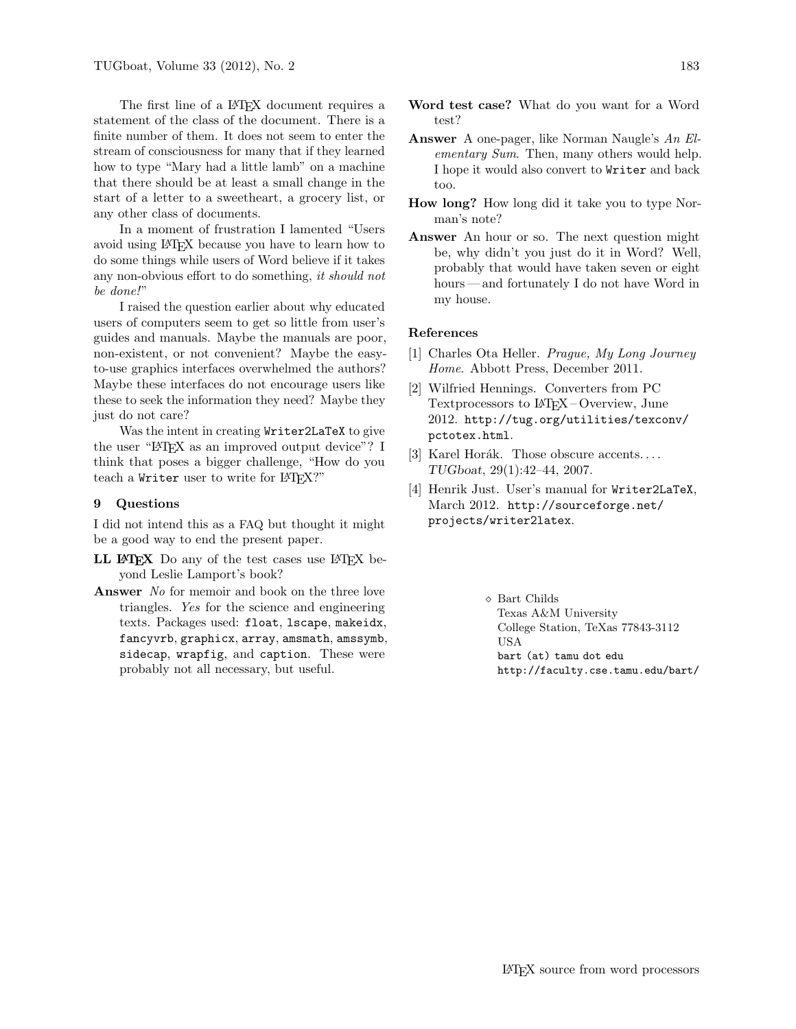The first line of a LaTeX document requires a statement of the class of the document. There is a finite number of them. It does not seem to enter the stream of consciousness for many that if they learned how to type "Mary had a little lamb" on a machine that there should be at least a small change in the start of a letter to a sweetheart, a grocery list, or any other class of documents.

In a moment of frustration I lamented "Users avoid using LaTeX because you have to learn how to do some things while users of Word believe if it takes any non-obvious effort to do something, *it should not be done!*"

I raised the question earlier about why educated users of computers seem to get so little from user's guides and manuals. Maybe the manuals are poor, non-existent, or not convenient? Maybe the easy-to-use graphics interfaces overwhelmed the authors? Maybe these interfaces do not encourage users like these to seek the information they need? Maybe they just do not care?

Was the intent in creating `Writer2LaTeX` to give the user "LaTeX as an improved output device"? I think that poses a bigger challenge, "How do you teach a `Writer` user to write for LaTeX?"

## 9 Questions

I did not intend this as a FAQ but thought it might be a good way to end the present paper.

**LL LaTeX** Do any of the test cases use LaTeX beyond Leslie Lamport's book?

**Answer** *No* for memoir and book on the three love triangles. *Yes* for the science and engineering texts. Packages used: `float`, `lscape`, `makeidx`, `fancyvrb`, `graphicx`, `array`, `amsmath`, `amssymb`, `sidecap`, `wrapfig`, and `caption`. These were probably not all necessary, but useful.

**Word test case?** What do you want for a Word test?

**Answer** A one-pager, like Norman Naugle's *An Elementary Sum*. Then, many others would help. I hope it would also convert to `Writer` and back too.

**How long?** How long did it take you to type Norman's note?

**Answer** An hour or so. The next question might be, why didn't you just do it in Word? Well, probably that would have taken seven or eight hours — and fortunately I do not have Word in my house.

### References

[1] Charles Ota Heller. *Prague, My Long Journey Home*. Abbott Press, December 2011.

[2] Wilfried Hennings. Converters from PC Textprocessors to LaTeX – Overview, June 2012. `http://tug.org/utilities/texconv/pctotex.html`.

[3] Karel Horák. Those obscure accents.... *TUGboat*, 29(1):42–44, 2007.

[4] Henrik Just. User's manual for `Writer2LaTeX`, March 2012. `http://sourceforge.net/projects/writer2latex`.

◇ Bart Childs
Texas A&M University
College Station, TeXas 77843-3112
USA
`bart (at) tamu dot edu`
`http://faculty.cse.tamu.edu/bart/`